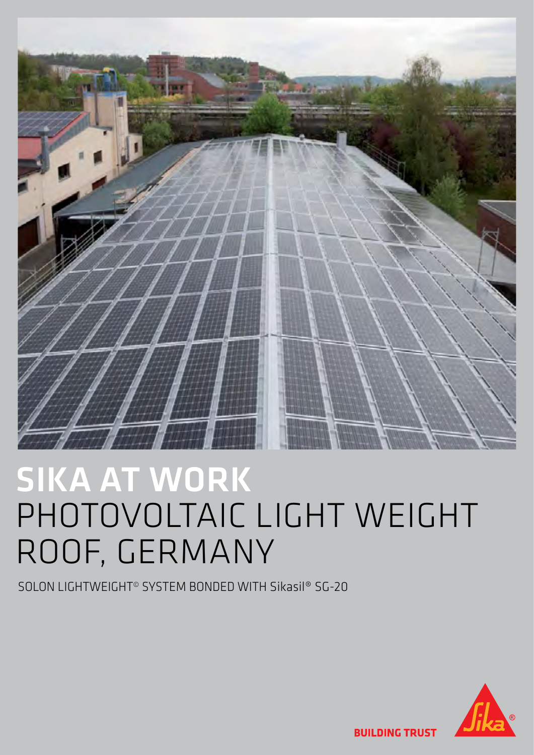# SIKA AT WORK
# PHOTOVOLTAIC LIGHT WEIGHT ROOF, GERMANY

SOLON LIGHTWEIGHT© SYSTEM BONDED WITH Sikasil® SG-20

BUILDING TRUST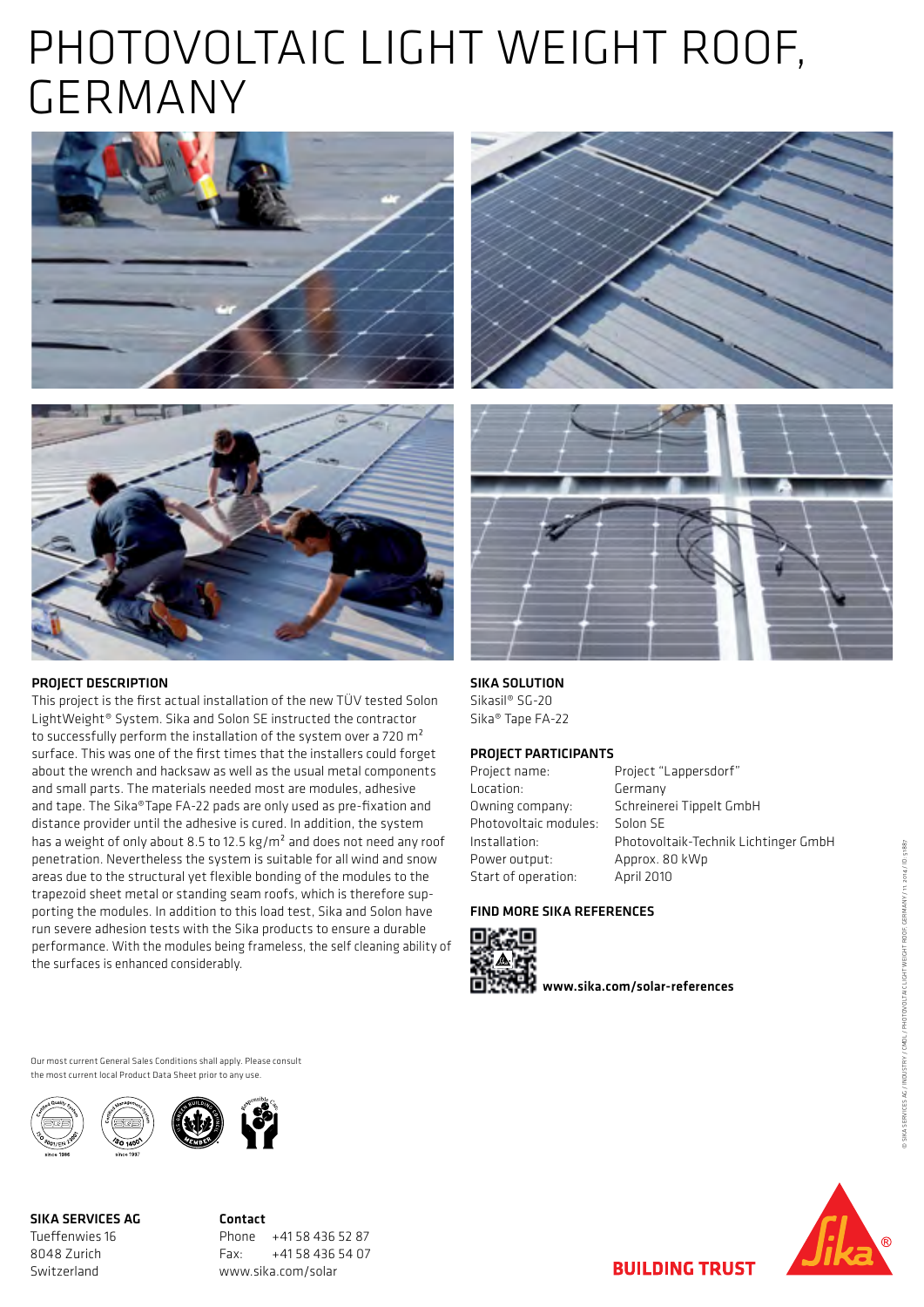# PHOTOVOLTAIC LIGHT WEIGHT ROOF, GERMANY

## PROJECT DESCRIPTION

This project is the first actual installation of the new TÜV tested Solon LightWeight® System. Sika and Solon SE instructed the contractor to successfully perform the installation of the system over a 720 $m^2$ surface. This was one of the first times that the installers could forget about the wrench and hacksaw as well as the usual metal components and small parts. The materials needed most are modules, adhesive and tape. The Sika® Tape FA-22 pads are only used as pre-fixation and distance provider until the adhesive is cured. In addition, the system has a weight of only about 8.5 to 12.5 kg/$m^2$ and does not need any roof penetration. Nevertheless the system is suitable for all wind and snow areas due to the structural yet flexible bonding of the modules to the trapezoid sheet metal or standing seam roofs, which is therefore supporting the modules. In addition to this load test, Sika and Solon have run severe adhesion tests with the Sika products to ensure a durable performance. With the modules being frameless, the self cleaning ability of the surfaces is enhanced considerably.

## SIKA SOLUTION

Sikasil® SG-20
Sika® Tape FA-22

## PROJECT PARTICIPANTS

| | |
|---|---|
| Project name: | Project "Lappersdorf" |
| Location: | Germany |
| Owning company: | Schreinerei Tippelt GmbH |
| Photovoltaic modules: | Solon SE |
| Installation: | Photovoltaik-Technik Lichtinger GmbH |
| Power output: | Approx. 80 kWp |
| Start of operation: | April 2010 |

## FIND MORE SIKA REFERENCES

www.sika.com/solar-references

Our most current General Sales Conditions shall apply. Please consult the most current local Product Data Sheet prior to any use.

© SIKA SERVICES AG / INDUSTRY / CMDL / PHOTOVOLTAIC LIGHT WEIGHT ROOF, GERMANY / 11.2014 / ID: 51887

**SIKA SERVICES AG**
Tueffenwies 16
8048 Zurich
Switzerland

**Contact**
Phone +41 58 436 52 87
Fax: +41 58 436 54 07
www.sika.com/solar

**BUILDING TRUST**